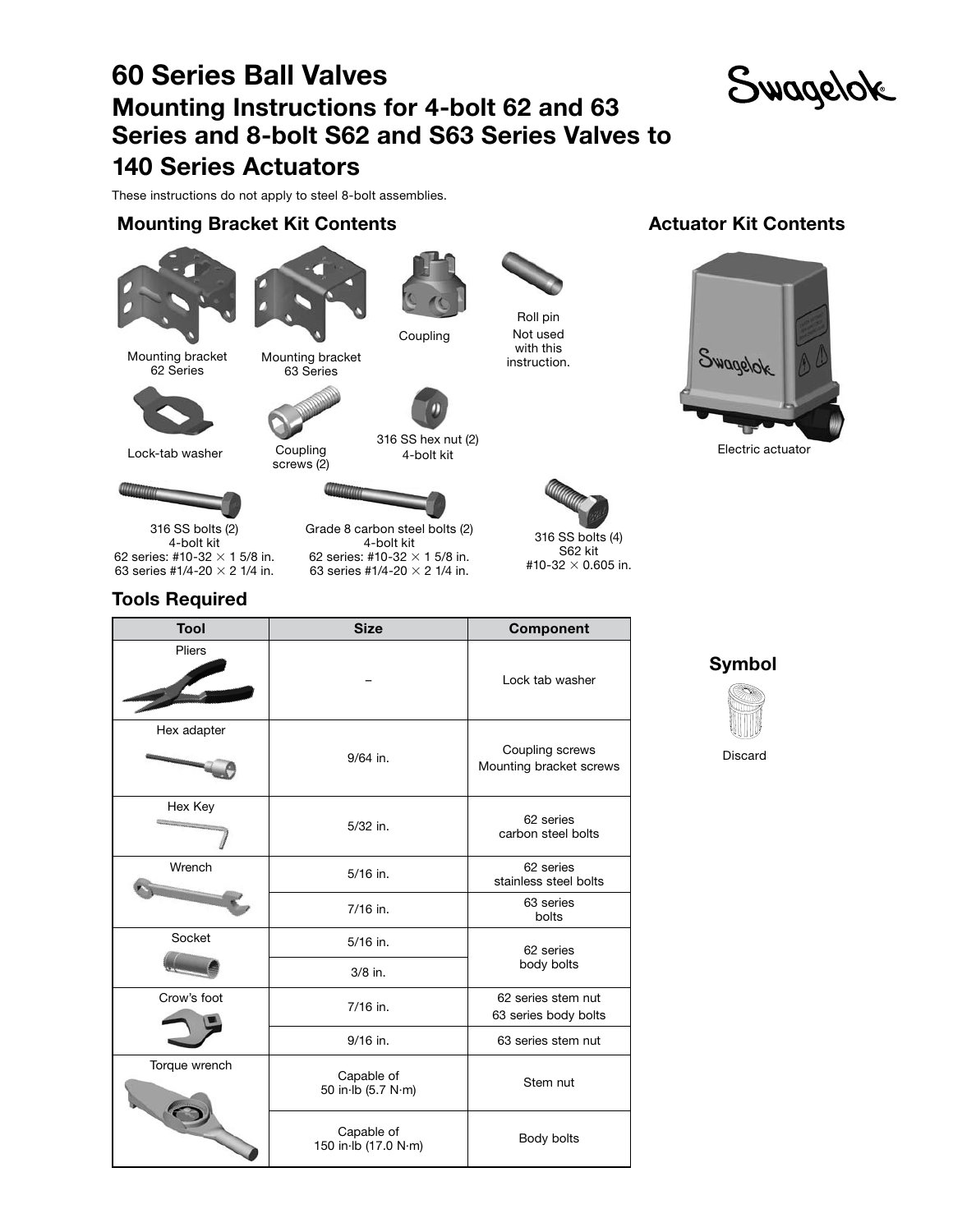# 60 Series Ball Valves

## Mounting Instructions for 4-bolt 62 and 63 Series and 8-bolt S62 and S63 Series Valves to 140 Series Actuators

These instructions do not apply to steel 8-bolt assemblies.

### Mounting Bracket Kit Contents

Mounting bracket 62 Series

Mounting bracket 63 Series

Coupling

Roll pin
Not used with this instruction.

Lock-tab washer

Coupling screws (2)

316 SS hex nut (2)
4-bolt kit

316 SS bolts (2)
4-bolt kit
62 series: #10-32 × 1 5/8 in.
63 series #1/4-20 × 2 1/4 in.

Grade 8 carbon steel bolts (2)
4-bolt kit
62 series: #10-32 × 1 5/8 in.
63 series #1/4-20 × 2 1/4 in.

316 SS bolts (4)
S62 kit
#10-32 × 0.605 in.

### Actuator Kit Contents

Electric actuator

### Tools Required

| Tool | Size | Component |
| --- | --- | --- |
| Pliers | – | Lock tab washer |
| Hex adapter | 9/64 in. | Coupling screws<br>Mounting bracket screws |
| Hex Key | 5/32 in. | 62 series<br>carbon steel bolts |
| Wrench | 5/16 in. | 62 series<br>stainless steel bolts |
| | 7/16 in. | 63 series<br>bolts |
| Socket | 5/16 in. | 62 series<br>body bolts |
| | 3/8 in. | |
| Crow's foot | 7/16 in. | 62 series stem nut<br>63 series body bolts |
| | 9/16 in. | 63 series stem nut |
| Torque wrench | Capable of<br>50 in·lb (5.7 N·m) | Stem nut |
| | Capable of<br>150 in·lb (17.0 N·m) | Body bolts |

### Symbol

Discard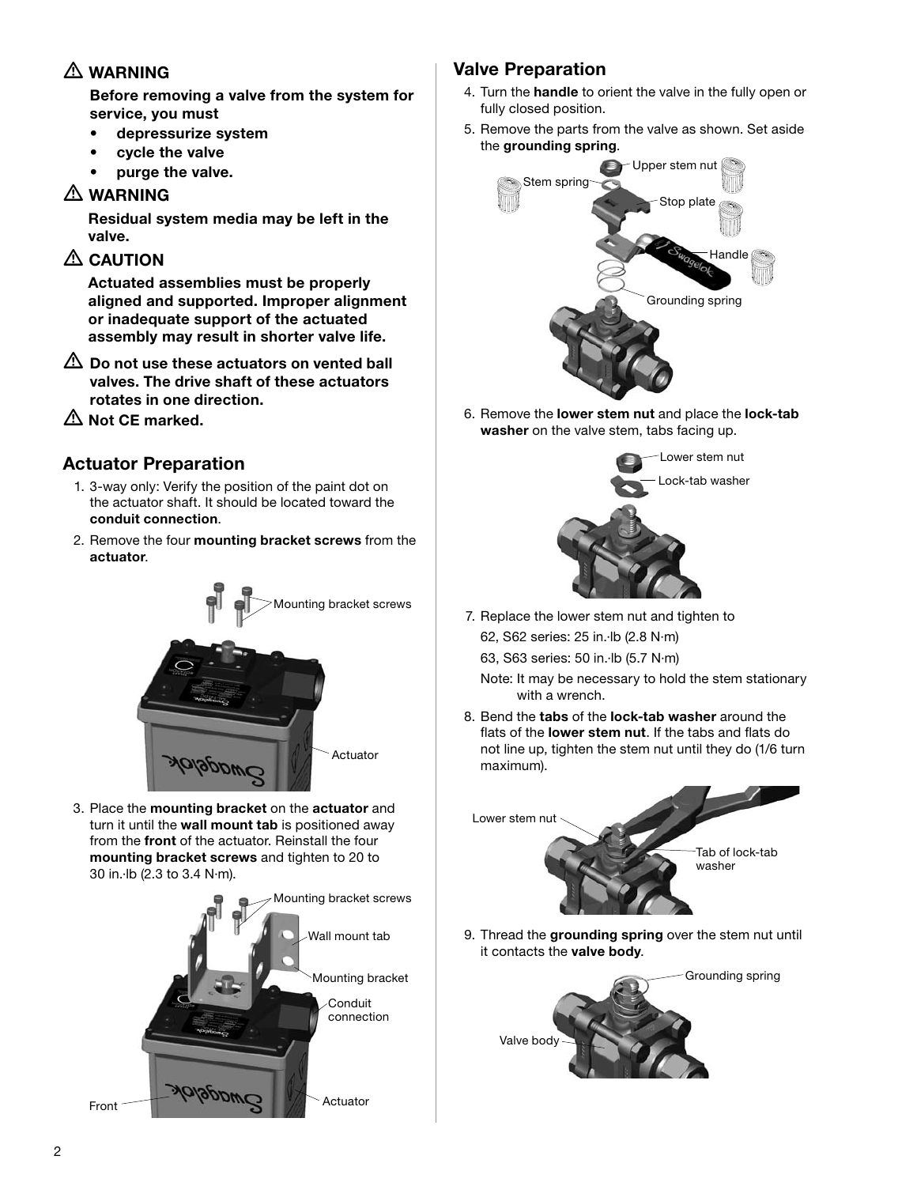## ⚠ WARNING

**Before removing a valve from the system for service, you must**

- **depressurize system**
- **cycle the valve**
- **purge the valve.**

## ⚠ WARNING

**Residual system media may be left in the valve.**

## ⚠ CAUTION

**Actuated assemblies must be properly aligned and supported. Improper alignment or inadequate support of the actuated assembly may result in shorter valve life.**

⚠ **Do not use these actuators on vented ball valves. The drive shaft of these actuators rotates in one direction.**

⚠ **Not CE marked.**

## Actuator Preparation

1. 3-way only: Verify the position of the paint dot on the actuator shaft. It should be located toward the **conduit connection**.
2. Remove the four **mounting bracket screws** from the **actuator**.

Mounting bracket screws

Actuator

3. Place the **mounting bracket** on the **actuator** and turn it until the **wall mount tab** is positioned away from the **front** of the actuator. Reinstall the four **mounting bracket screws** and tighten to 20 to 30 in.·lb (2.3 to 3.4 N·m).

Mounting bracket screws

Wall mount tab

Mounting bracket

Conduit connection

Front

Actuator

## Valve Preparation

4. Turn the **handle** to orient the valve in the fully open or fully closed position.
5. Remove the parts from the valve as shown. Set aside the **grounding spring**.

Upper stem nut

Stem spring

Stop plate

Handle

Grounding spring

6. Remove the **lower stem nut** and place the **lock-tab washer** on the valve stem, tabs facing up.

Lower stem nut

Lock-tab washer

7. Replace the lower stem nut and tighten to

   62, S62 series: 25 in.·lb (2.8 N·m)

   63, S63 series: 50 in.·lb (5.7 N·m)

   Note: It may be necessary to hold the stem stationary with a wrench.

8. Bend the **tabs** of the **lock-tab washer** around the flats of the **lower stem nut**. If the tabs and flats do not line up, tighten the stem nut until they do (1/6 turn maximum).

Lower stem nut

Tab of lock-tab washer

9. Thread the **grounding spring** over the stem nut until it contacts the **valve body**.

Grounding spring

Valve body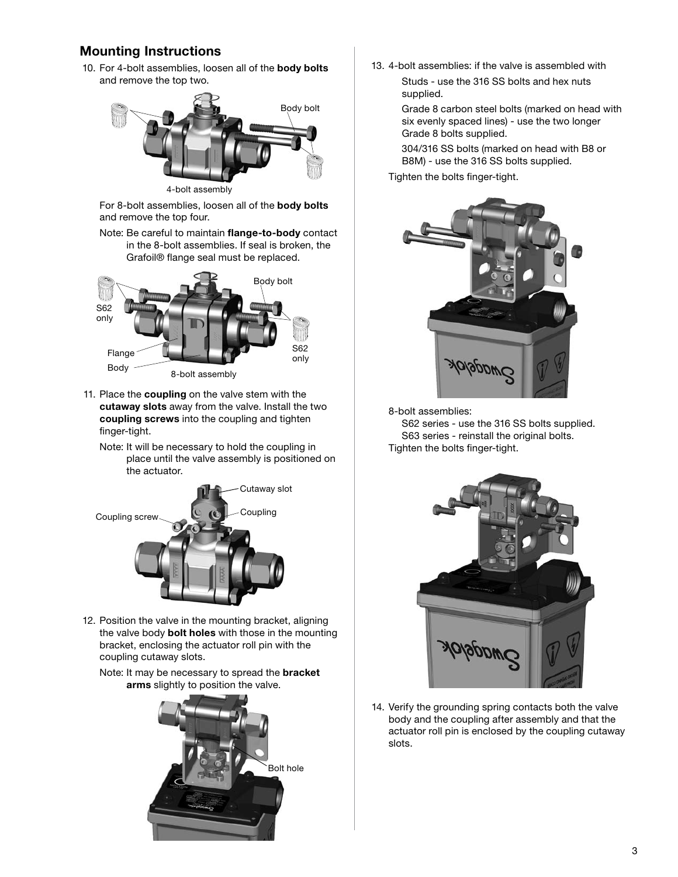## Mounting Instructions

10. For 4-bolt assemblies, loosen all of the **body bolts** and remove the top two.

    4-bolt assembly

    For 8-bolt assemblies, loosen all of the **body bolts** and remove the top four.

    Note: Be careful to maintain **flange-to-body** contact in the 8-bolt assemblies. If seal is broken, the Grafoil® flange seal must be replaced.

    8-bolt assembly

11. Place the **coupling** on the valve stem with the **cutaway slots** away from the valve. Install the two **coupling screws** into the coupling and tighten finger-tight.

    Note: It will be necessary to hold the coupling in place until the valve assembly is positioned on the actuator.

12. Position the valve in the mounting bracket, aligning the valve body **bolt holes** with those in the mounting bracket, enclosing the actuator roll pin with the coupling cutaway slots.

    Note: It may be necessary to spread the **bracket arms** slightly to position the valve.

13. 4-bolt assemblies: if the valve is assembled with

    Studs - use the 316 SS bolts and hex nuts supplied.

    Grade 8 carbon steel bolts (marked on head with six evenly spaced lines) - use the two longer Grade 8 bolts supplied.

    304/316 SS bolts (marked on head with B8 or B8M) - use the 316 SS bolts supplied.

    Tighten the bolts finger-tight.

    8-bolt assemblies:

    S62 series - use the 316 SS bolts supplied.

    S63 series - reinstall the original bolts.

    Tighten the bolts finger-tight.

14. Verify the grounding spring contacts both the valve body and the coupling after assembly and that the actuator roll pin is enclosed by the coupling cutaway slots.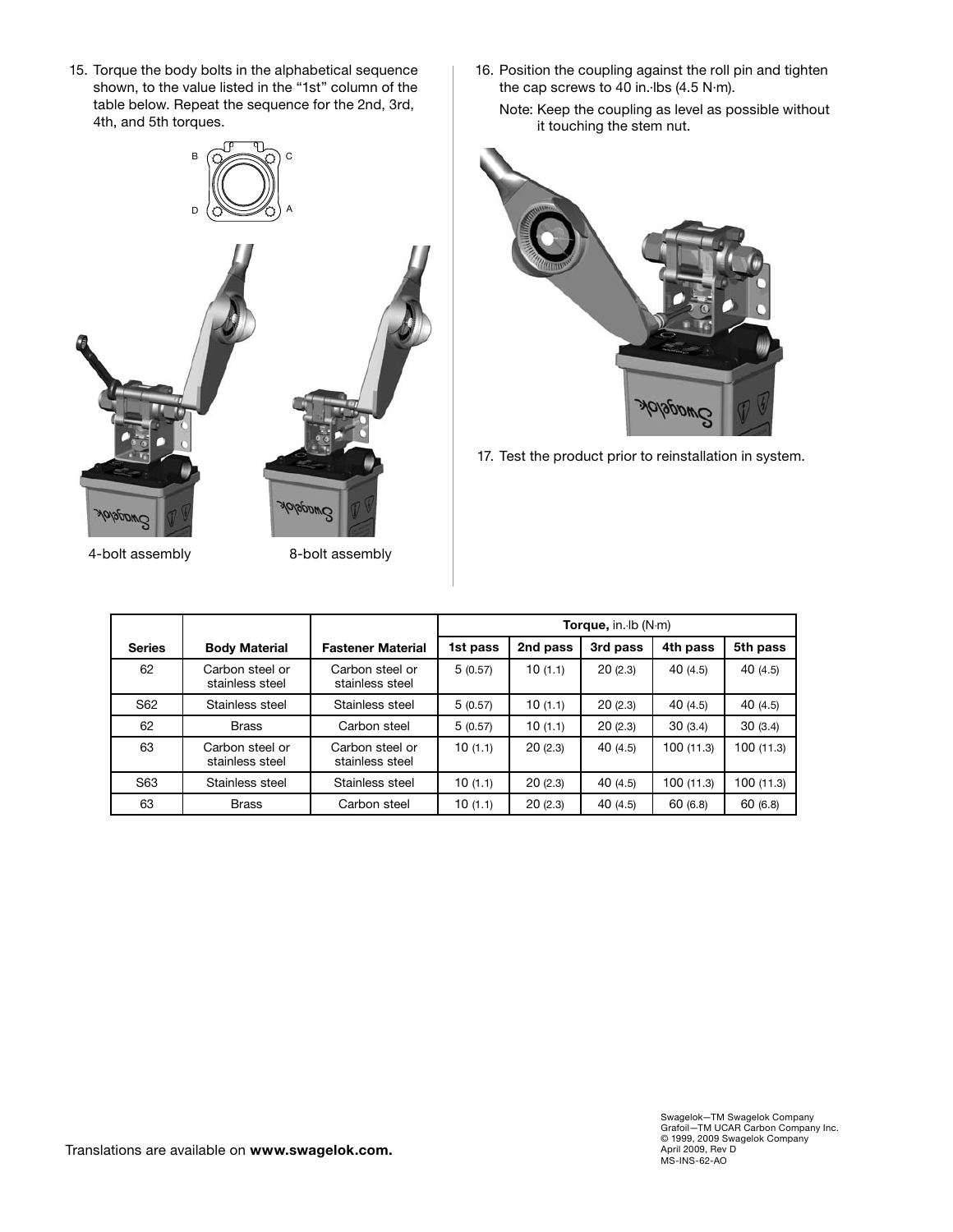15. Torque the body bolts in the alphabetical sequence shown, to the value listed in the "1st" column of the table below. Repeat the sequence for the 2nd, 3rd, 4th, and 5th torques.

B C

D A

4-bolt assembly

8-bolt assembly

16. Position the coupling against the roll pin and tighten the cap screws to 40 in.·lbs (4.5 N·m).

    Note: Keep the coupling as level as possible without it touching the stem nut.

17. Test the product prior to reinstallation in system.

| | | | **Torque,** in.·lb (N·m) | | | | |
|---|---|---|---|---|---|---|---|
| **Series** | **Body Material** | **Fastener Material** | **1st pass** | **2nd pass** | **3rd pass** | **4th pass** | **5th pass** |
| 62 | Carbon steel or stainless steel | Carbon steel or stainless steel | 5 (0.57) | 10 (1.1) | 20 (2.3) | 40 (4.5) | 40 (4.5) |
| S62 | Stainless steel | Stainless steel | 5 (0.57) | 10 (1.1) | 20 (2.3) | 40 (4.5) | 40 (4.5) |
| 62 | Brass | Carbon steel | 5 (0.57) | 10 (1.1) | 20 (2.3) | 30 (3.4) | 30 (3.4) |
| 63 | Carbon steel or stainless steel | Carbon steel or stainless steel | 10 (1.1) | 20 (2.3) | 40 (4.5) | 100 (11.3) | 100 (11.3) |
| S63 | Stainless steel | Stainless steel | 10 (1.1) | 20 (2.3) | 40 (4.5) | 100 (11.3) | 100 (11.3) |
| 63 | Brass | Carbon steel | 10 (1.1) | 20 (2.3) | 40 (4.5) | 60 (6.8) | 60 (6.8) |

Translations are available on **www.swagelok.com.**

Swagelok—TM Swagelok Company
Grafoil—TM UCAR Carbon Company Inc.
© 1999, 2009 Swagelok Company
April 2009, Rev D
MS-INS-62-AO